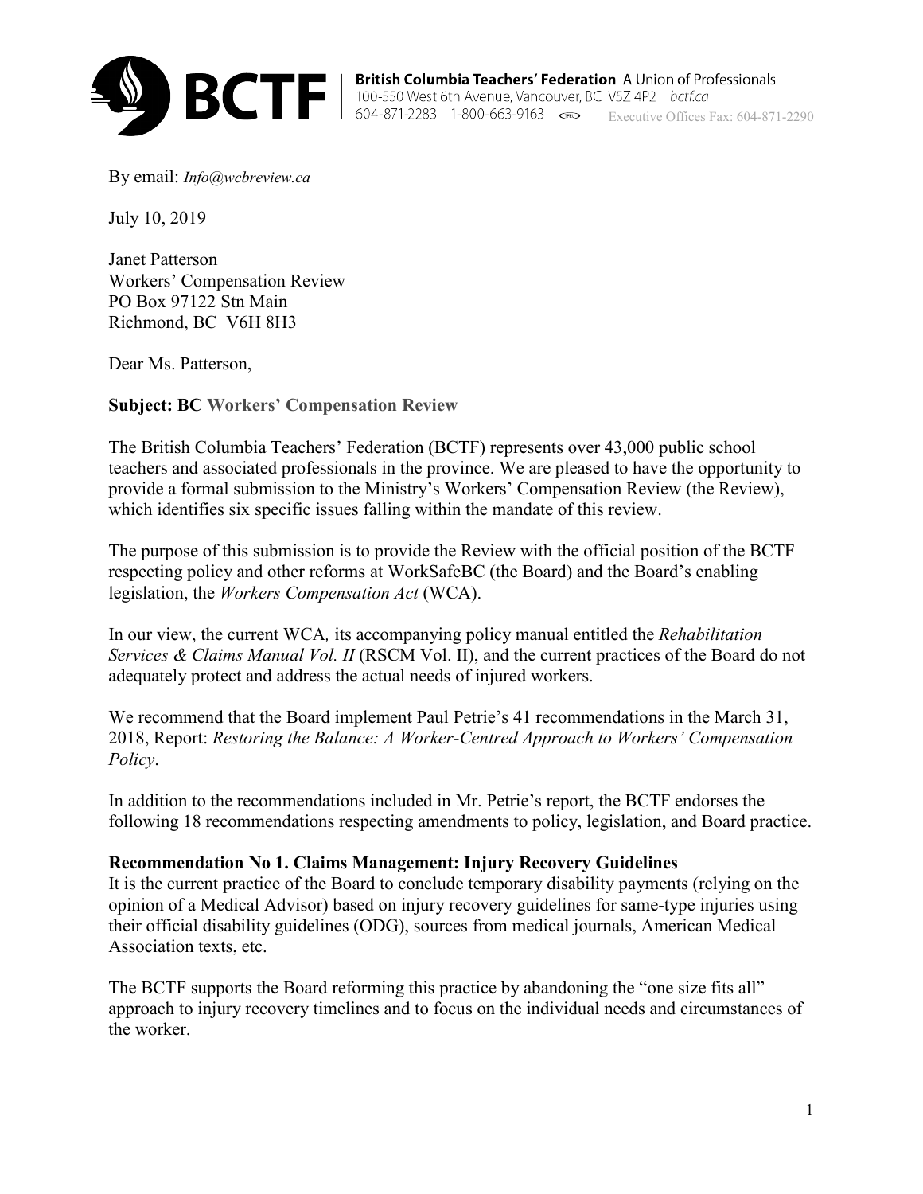**British Columbia Teachers' Federation** A Union of Professionals
100-550 West 6th Avenue, Vancouver, BC V5Z 4P2 bctf.ca
604-871-2283 1-800-663-9163 Executive Offices Fax: 604-871-2290

By email: *Info@wcbreview.ca*

July 10, 2019

Janet Patterson
Workers' Compensation Review
PO Box 97122 Stn Main
Richmond, BC V6H 8H3

Dear Ms. Patterson,

**Subject: BC Workers' Compensation Review**

The British Columbia Teachers' Federation (BCTF) represents over 43,000 public school teachers and associated professionals in the province. We are pleased to have the opportunity to provide a formal submission to the Ministry's Workers' Compensation Review (the Review), which identifies six specific issues falling within the mandate of this review.

The purpose of this submission is to provide the Review with the official position of the BCTF respecting policy and other reforms at WorkSafeBC (the Board) and the Board's enabling legislation, the *Workers Compensation Act* (WCA).

In our view, the current WCA*,* its accompanying policy manual entitled the *Rehabilitation Services & Claims Manual Vol. II* (RSCM Vol. II), and the current practices of the Board do not adequately protect and address the actual needs of injured workers.

We recommend that the Board implement Paul Petrie's 41 recommendations in the March 31, 2018, Report: *Restoring the Balance: A Worker-Centred Approach to Workers' Compensation Policy*.

In addition to the recommendations included in Mr. Petrie's report, the BCTF endorses the following 18 recommendations respecting amendments to policy, legislation, and Board practice.

**Recommendation No 1. Claims Management: Injury Recovery Guidelines**

It is the current practice of the Board to conclude temporary disability payments (relying on the opinion of a Medical Advisor) based on injury recovery guidelines for same-type injuries using their official disability guidelines (ODG), sources from medical journals, American Medical Association texts, etc.

The BCTF supports the Board reforming this practice by abandoning the "one size fits all" approach to injury recovery timelines and to focus on the individual needs and circumstances of the worker.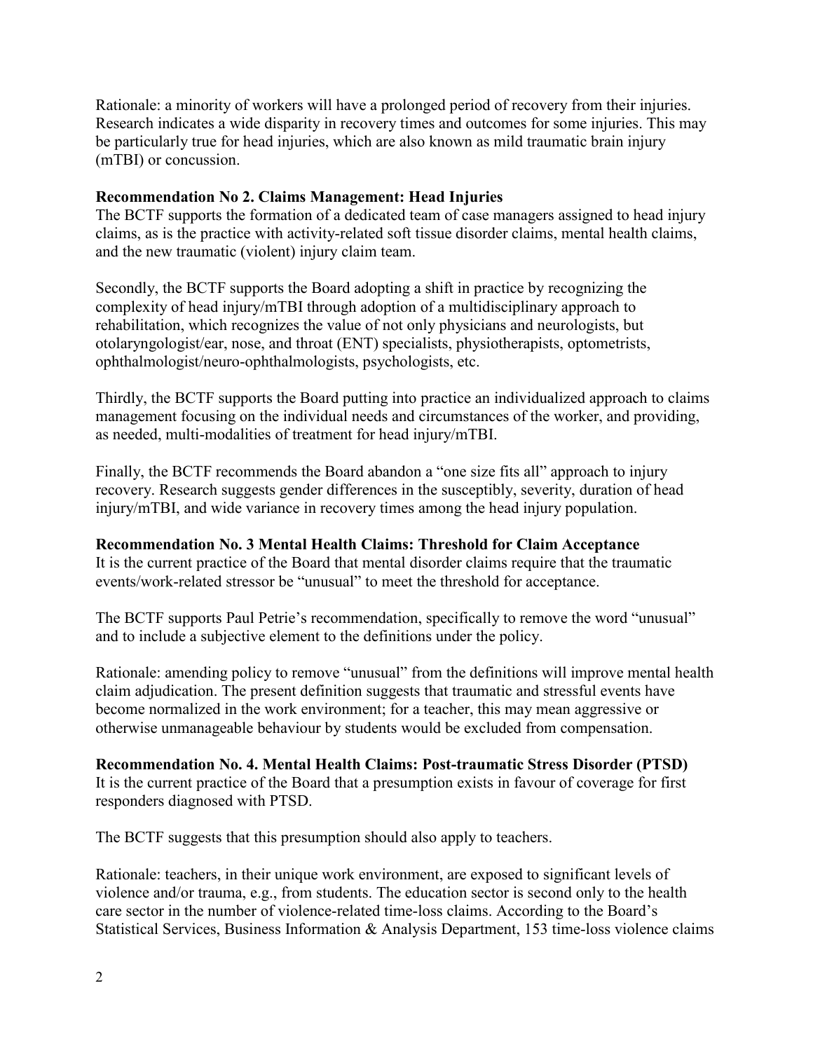Rationale: a minority of workers will have a prolonged period of recovery from their injuries. Research indicates a wide disparity in recovery times and outcomes for some injuries. This may be particularly true for head injuries, which are also known as mild traumatic brain injury (mTBI) or concussion.

**Recommendation No 2. Claims Management: Head Injuries**

The BCTF supports the formation of a dedicated team of case managers assigned to head injury claims, as is the practice with activity-related soft tissue disorder claims, mental health claims, and the new traumatic (violent) injury claim team.

Secondly, the BCTF supports the Board adopting a shift in practice by recognizing the complexity of head injury/mTBI through adoption of a multidisciplinary approach to rehabilitation, which recognizes the value of not only physicians and neurologists, but otolaryngologist/ear, nose, and throat (ENT) specialists, physiotherapists, optometrists, ophthalmologist/neuro-ophthalmologists, psychologists, etc.

Thirdly, the BCTF supports the Board putting into practice an individualized approach to claims management focusing on the individual needs and circumstances of the worker, and providing, as needed, multi-modalities of treatment for head injury/mTBI.

Finally, the BCTF recommends the Board abandon a "one size fits all" approach to injury recovery. Research suggests gender differences in the susceptibly, severity, duration of head injury/mTBI, and wide variance in recovery times among the head injury population.

**Recommendation No. 3 Mental Health Claims: Threshold for Claim Acceptance**

It is the current practice of the Board that mental disorder claims require that the traumatic events/work-related stressor be "unusual" to meet the threshold for acceptance.

The BCTF supports Paul Petrie's recommendation, specifically to remove the word "unusual" and to include a subjective element to the definitions under the policy.

Rationale: amending policy to remove "unusual" from the definitions will improve mental health claim adjudication. The present definition suggests that traumatic and stressful events have become normalized in the work environment; for a teacher, this may mean aggressive or otherwise unmanageable behaviour by students would be excluded from compensation.

**Recommendation No. 4. Mental Health Claims: Post-traumatic Stress Disorder (PTSD)**

It is the current practice of the Board that a presumption exists in favour of coverage for first responders diagnosed with PTSD.

The BCTF suggests that this presumption should also apply to teachers.

Rationale: teachers, in their unique work environment, are exposed to significant levels of violence and/or trauma, e.g., from students. The education sector is second only to the health care sector in the number of violence-related time-loss claims. According to the Board's Statistical Services, Business Information & Analysis Department, 153 time-loss violence claims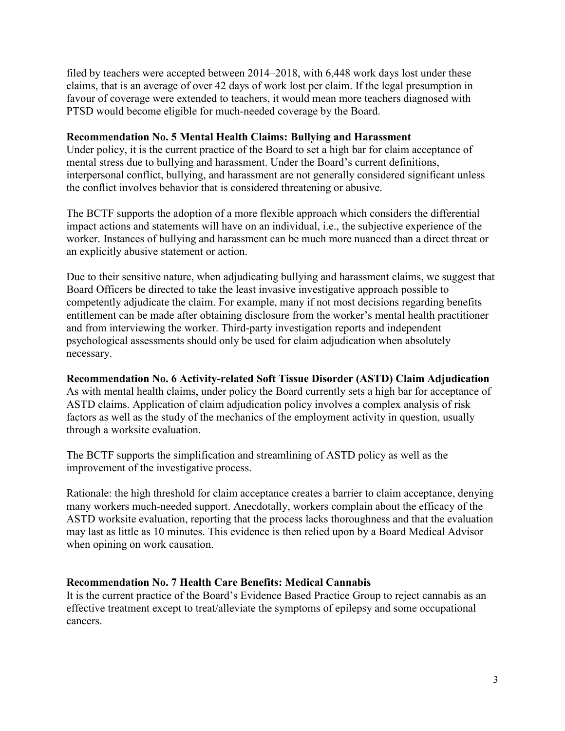filed by teachers were accepted between 2014–2018, with 6,448 work days lost under these claims, that is an average of over 42 days of work lost per claim. If the legal presumption in favour of coverage were extended to teachers, it would mean more teachers diagnosed with PTSD would become eligible for much-needed coverage by the Board.

**Recommendation No. 5 Mental Health Claims: Bullying and Harassment**

Under policy, it is the current practice of the Board to set a high bar for claim acceptance of mental stress due to bullying and harassment. Under the Board's current definitions, interpersonal conflict, bullying, and harassment are not generally considered significant unless the conflict involves behavior that is considered threatening or abusive.

The BCTF supports the adoption of a more flexible approach which considers the differential impact actions and statements will have on an individual, i.e., the subjective experience of the worker. Instances of bullying and harassment can be much more nuanced than a direct threat or an explicitly abusive statement or action.

Due to their sensitive nature, when adjudicating bullying and harassment claims, we suggest that Board Officers be directed to take the least invasive investigative approach possible to competently adjudicate the claim. For example, many if not most decisions regarding benefits entitlement can be made after obtaining disclosure from the worker's mental health practitioner and from interviewing the worker. Third-party investigation reports and independent psychological assessments should only be used for claim adjudication when absolutely necessary.

**Recommendation No. 6 Activity-related Soft Tissue Disorder (ASTD) Claim Adjudication**

As with mental health claims, under policy the Board currently sets a high bar for acceptance of ASTD claims. Application of claim adjudication policy involves a complex analysis of risk factors as well as the study of the mechanics of the employment activity in question, usually through a worksite evaluation.

The BCTF supports the simplification and streamlining of ASTD policy as well as the improvement of the investigative process.

Rationale: the high threshold for claim acceptance creates a barrier to claim acceptance, denying many workers much-needed support. Anecdotally, workers complain about the efficacy of the ASTD worksite evaluation, reporting that the process lacks thoroughness and that the evaluation may last as little as 10 minutes. This evidence is then relied upon by a Board Medical Advisor when opining on work causation.

**Recommendation No. 7 Health Care Benefits: Medical Cannabis**

It is the current practice of the Board's Evidence Based Practice Group to reject cannabis as an effective treatment except to treat/alleviate the symptoms of epilepsy and some occupational cancers.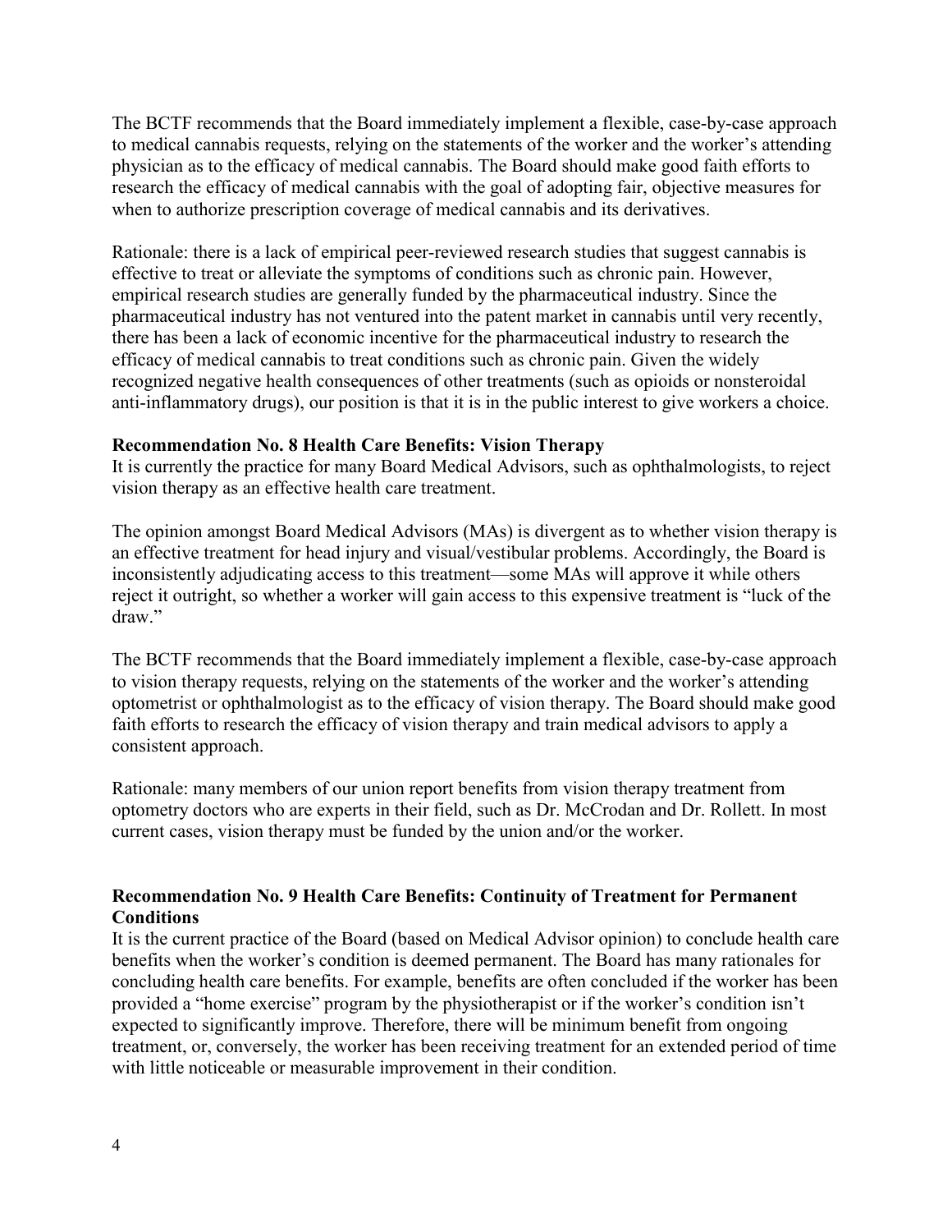The BCTF recommends that the Board immediately implement a flexible, case-by-case approach to medical cannabis requests, relying on the statements of the worker and the worker's attending physician as to the efficacy of medical cannabis. The Board should make good faith efforts to research the efficacy of medical cannabis with the goal of adopting fair, objective measures for when to authorize prescription coverage of medical cannabis and its derivatives.

Rationale: there is a lack of empirical peer-reviewed research studies that suggest cannabis is effective to treat or alleviate the symptoms of conditions such as chronic pain. However, empirical research studies are generally funded by the pharmaceutical industry. Since the pharmaceutical industry has not ventured into the patent market in cannabis until very recently, there has been a lack of economic incentive for the pharmaceutical industry to research the efficacy of medical cannabis to treat conditions such as chronic pain. Given the widely recognized negative health consequences of other treatments (such as opioids or nonsteroidal anti-inflammatory drugs), our position is that it is in the public interest to give workers a choice.

**Recommendation No. 8 Health Care Benefits: Vision Therapy**

It is currently the practice for many Board Medical Advisors, such as ophthalmologists, to reject vision therapy as an effective health care treatment.

The opinion amongst Board Medical Advisors (MAs) is divergent as to whether vision therapy is an effective treatment for head injury and visual/vestibular problems. Accordingly, the Board is inconsistently adjudicating access to this treatment—some MAs will approve it while others reject it outright, so whether a worker will gain access to this expensive treatment is "luck of the draw."

The BCTF recommends that the Board immediately implement a flexible, case-by-case approach to vision therapy requests, relying on the statements of the worker and the worker's attending optometrist or ophthalmologist as to the efficacy of vision therapy. The Board should make good faith efforts to research the efficacy of vision therapy and train medical advisors to apply a consistent approach.

Rationale: many members of our union report benefits from vision therapy treatment from optometry doctors who are experts in their field, such as Dr. McCrodan and Dr. Rollett. In most current cases, vision therapy must be funded by the union and/or the worker.

**Recommendation No. 9 Health Care Benefits: Continuity of Treatment for Permanent Conditions**

It is the current practice of the Board (based on Medical Advisor opinion) to conclude health care benefits when the worker's condition is deemed permanent. The Board has many rationales for concluding health care benefits. For example, benefits are often concluded if the worker has been provided a "home exercise" program by the physiotherapist or if the worker's condition isn't expected to significantly improve. Therefore, there will be minimum benefit from ongoing treatment, or, conversely, the worker has been receiving treatment for an extended period of time with little noticeable or measurable improvement in their condition.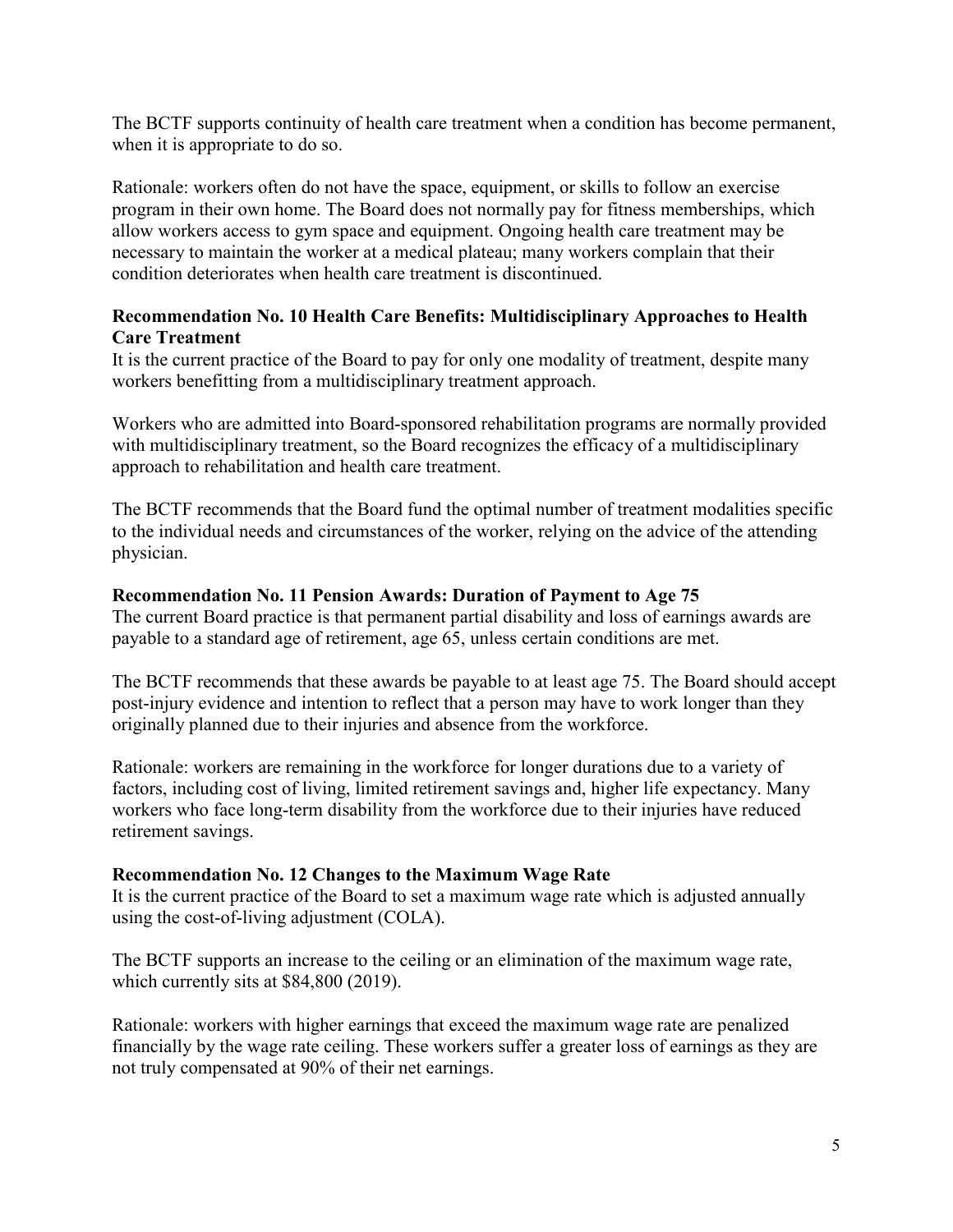The BCTF supports continuity of health care treatment when a condition has become permanent, when it is appropriate to do so.

Rationale: workers often do not have the space, equipment, or skills to follow an exercise program in their own home. The Board does not normally pay for fitness memberships, which allow workers access to gym space and equipment. Ongoing health care treatment may be necessary to maintain the worker at a medical plateau; many workers complain that their condition deteriorates when health care treatment is discontinued.

**Recommendation No. 10 Health Care Benefits: Multidisciplinary Approaches to Health Care Treatment**

It is the current practice of the Board to pay for only one modality of treatment, despite many workers benefitting from a multidisciplinary treatment approach.

Workers who are admitted into Board-sponsored rehabilitation programs are normally provided with multidisciplinary treatment, so the Board recognizes the efficacy of a multidisciplinary approach to rehabilitation and health care treatment.

The BCTF recommends that the Board fund the optimal number of treatment modalities specific to the individual needs and circumstances of the worker, relying on the advice of the attending physician.

**Recommendation No. 11 Pension Awards: Duration of Payment to Age 75**

The current Board practice is that permanent partial disability and loss of earnings awards are payable to a standard age of retirement, age 65, unless certain conditions are met.

The BCTF recommends that these awards be payable to at least age 75. The Board should accept post-injury evidence and intention to reflect that a person may have to work longer than they originally planned due to their injuries and absence from the workforce.

Rationale: workers are remaining in the workforce for longer durations due to a variety of factors, including cost of living, limited retirement savings and, higher life expectancy. Many workers who face long-term disability from the workforce due to their injuries have reduced retirement savings.

**Recommendation No. 12 Changes to the Maximum Wage Rate**

It is the current practice of the Board to set a maximum wage rate which is adjusted annually using the cost-of-living adjustment (COLA).

The BCTF supports an increase to the ceiling or an elimination of the maximum wage rate, which currently sits at $84,800 (2019).

Rationale: workers with higher earnings that exceed the maximum wage rate are penalized financially by the wage rate ceiling. These workers suffer a greater loss of earnings as they are not truly compensated at 90% of their net earnings.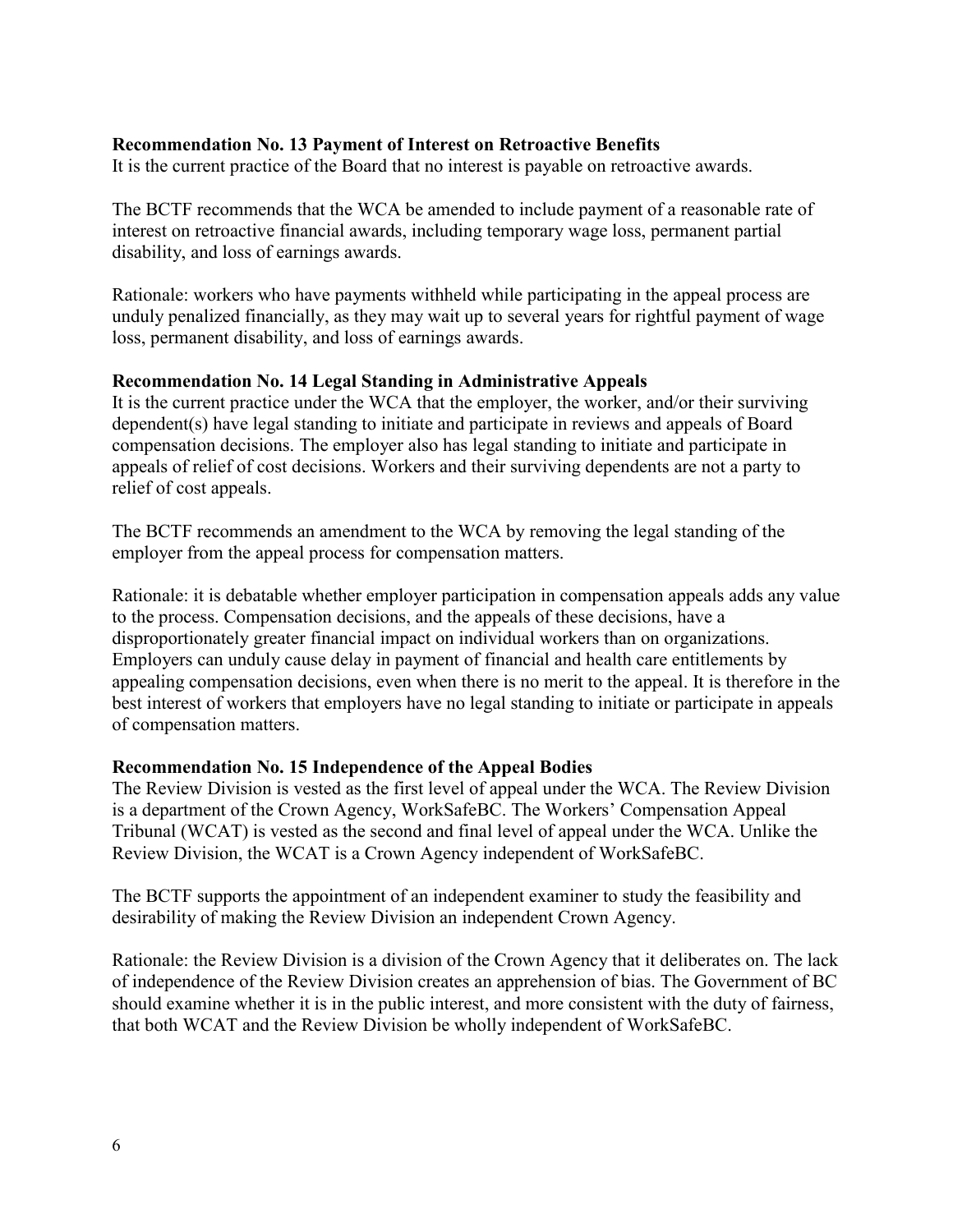### Recommendation No. 13 Payment of Interest on Retroactive Benefits

It is the current practice of the Board that no interest is payable on retroactive awards.

The BCTF recommends that the WCA be amended to include payment of a reasonable rate of interest on retroactive financial awards, including temporary wage loss, permanent partial disability, and loss of earnings awards.

Rationale: workers who have payments withheld while participating in the appeal process are unduly penalized financially, as they may wait up to several years for rightful payment of wage loss, permanent disability, and loss of earnings awards.

### Recommendation No. 14 Legal Standing in Administrative Appeals

It is the current practice under the WCA that the employer, the worker, and/or their surviving dependent(s) have legal standing to initiate and participate in reviews and appeals of Board compensation decisions. The employer also has legal standing to initiate and participate in appeals of relief of cost decisions. Workers and their surviving dependents are not a party to relief of cost appeals.

The BCTF recommends an amendment to the WCA by removing the legal standing of the employer from the appeal process for compensation matters.

Rationale: it is debatable whether employer participation in compensation appeals adds any value to the process. Compensation decisions, and the appeals of these decisions, have a disproportionately greater financial impact on individual workers than on organizations. Employers can unduly cause delay in payment of financial and health care entitlements by appealing compensation decisions, even when there is no merit to the appeal. It is therefore in the best interest of workers that employers have no legal standing to initiate or participate in appeals of compensation matters.

### Recommendation No. 15 Independence of the Appeal Bodies

The Review Division is vested as the first level of appeal under the WCA. The Review Division is a department of the Crown Agency, WorkSafeBC. The Workers' Compensation Appeal Tribunal (WCAT) is vested as the second and final level of appeal under the WCA. Unlike the Review Division, the WCAT is a Crown Agency independent of WorkSafeBC.

The BCTF supports the appointment of an independent examiner to study the feasibility and desirability of making the Review Division an independent Crown Agency.

Rationale: the Review Division is a division of the Crown Agency that it deliberates on. The lack of independence of the Review Division creates an apprehension of bias. The Government of BC should examine whether it is in the public interest, and more consistent with the duty of fairness, that both WCAT and the Review Division be wholly independent of WorkSafeBC.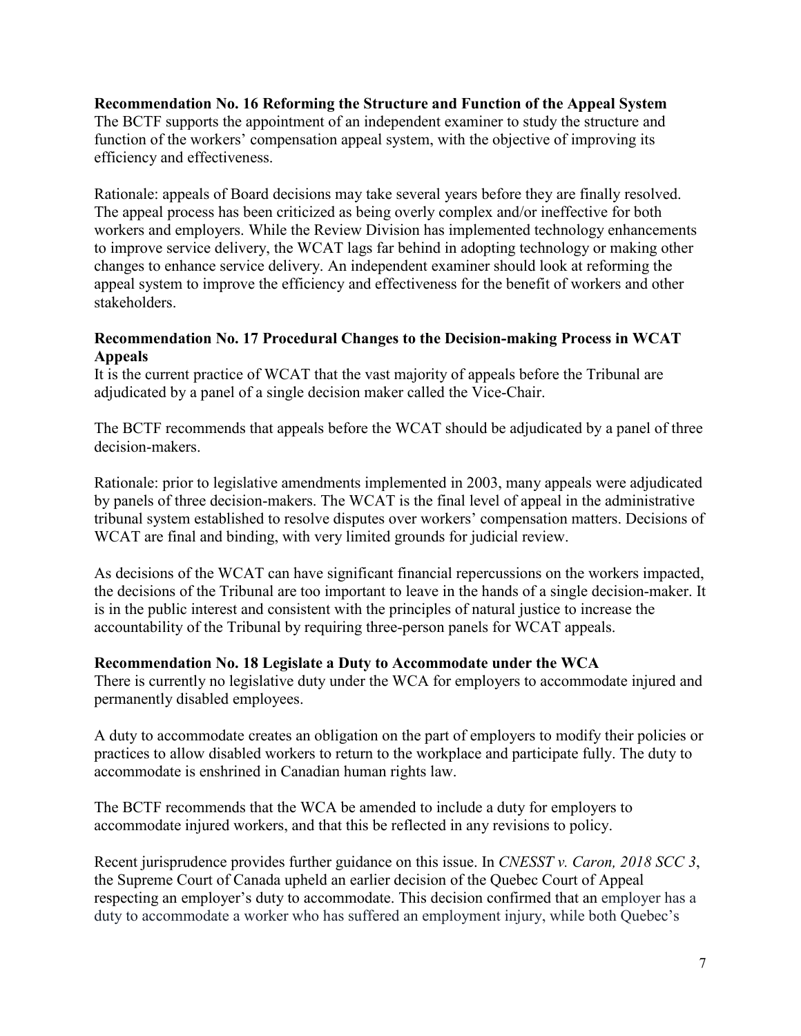**Recommendation No. 16 Reforming the Structure and Function of the Appeal System**
The BCTF supports the appointment of an independent examiner to study the structure and function of the workers' compensation appeal system, with the objective of improving its efficiency and effectiveness.

Rationale: appeals of Board decisions may take several years before they are finally resolved. The appeal process has been criticized as being overly complex and/or ineffective for both workers and employers. While the Review Division has implemented technology enhancements to improve service delivery, the WCAT lags far behind in adopting technology or making other changes to enhance service delivery. An independent examiner should look at reforming the appeal system to improve the efficiency and effectiveness for the benefit of workers and other stakeholders.

**Recommendation No. 17 Procedural Changes to the Decision-making Process in WCAT Appeals**
It is the current practice of WCAT that the vast majority of appeals before the Tribunal are adjudicated by a panel of a single decision maker called the Vice-Chair.

The BCTF recommends that appeals before the WCAT should be adjudicated by a panel of three decision-makers.

Rationale: prior to legislative amendments implemented in 2003, many appeals were adjudicated by panels of three decision-makers. The WCAT is the final level of appeal in the administrative tribunal system established to resolve disputes over workers' compensation matters. Decisions of WCAT are final and binding, with very limited grounds for judicial review.

As decisions of the WCAT can have significant financial repercussions on the workers impacted, the decisions of the Tribunal are too important to leave in the hands of a single decision-maker. It is in the public interest and consistent with the principles of natural justice to increase the accountability of the Tribunal by requiring three-person panels for WCAT appeals.

**Recommendation No. 18 Legislate a Duty to Accommodate under the WCA**
There is currently no legislative duty under the WCA for employers to accommodate injured and permanently disabled employees.

A duty to accommodate creates an obligation on the part of employers to modify their policies or practices to allow disabled workers to return to the workplace and participate fully. The duty to accommodate is enshrined in Canadian human rights law.

The BCTF recommends that the WCA be amended to include a duty for employers to accommodate injured workers, and that this be reflected in any revisions to policy.

Recent jurisprudence provides further guidance on this issue. In *CNESST v. Caron, 2018 SCC 3*, the Supreme Court of Canada upheld an earlier decision of the Quebec Court of Appeal respecting an employer's duty to accommodate. This decision confirmed that an employer has a duty to accommodate a worker who has suffered an employment injury, while both Quebec's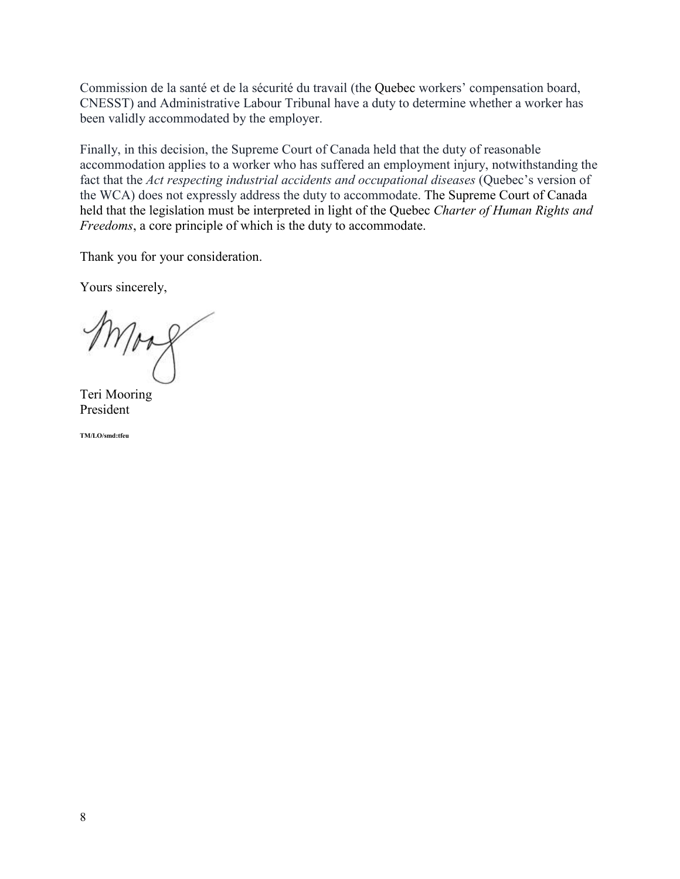Commission de la santé et de la sécurité du travail (the Quebec workers' compensation board, CNESST) and Administrative Labour Tribunal have a duty to determine whether a worker has been validly accommodated by the employer.

Finally, in this decision, the Supreme Court of Canada held that the duty of reasonable accommodation applies to a worker who has suffered an employment injury, notwithstanding the fact that the *Act respecting industrial accidents and occupational diseases* (Quebec's version of the WCA) does not expressly address the duty to accommodate. The Supreme Court of Canada held that the legislation must be interpreted in light of the Quebec *Charter of Human Rights and Freedoms*, a core principle of which is the duty to accommodate.

Thank you for your consideration.

Yours sincerely,

Teri Mooring
President

TM/LO/smd:tfeu